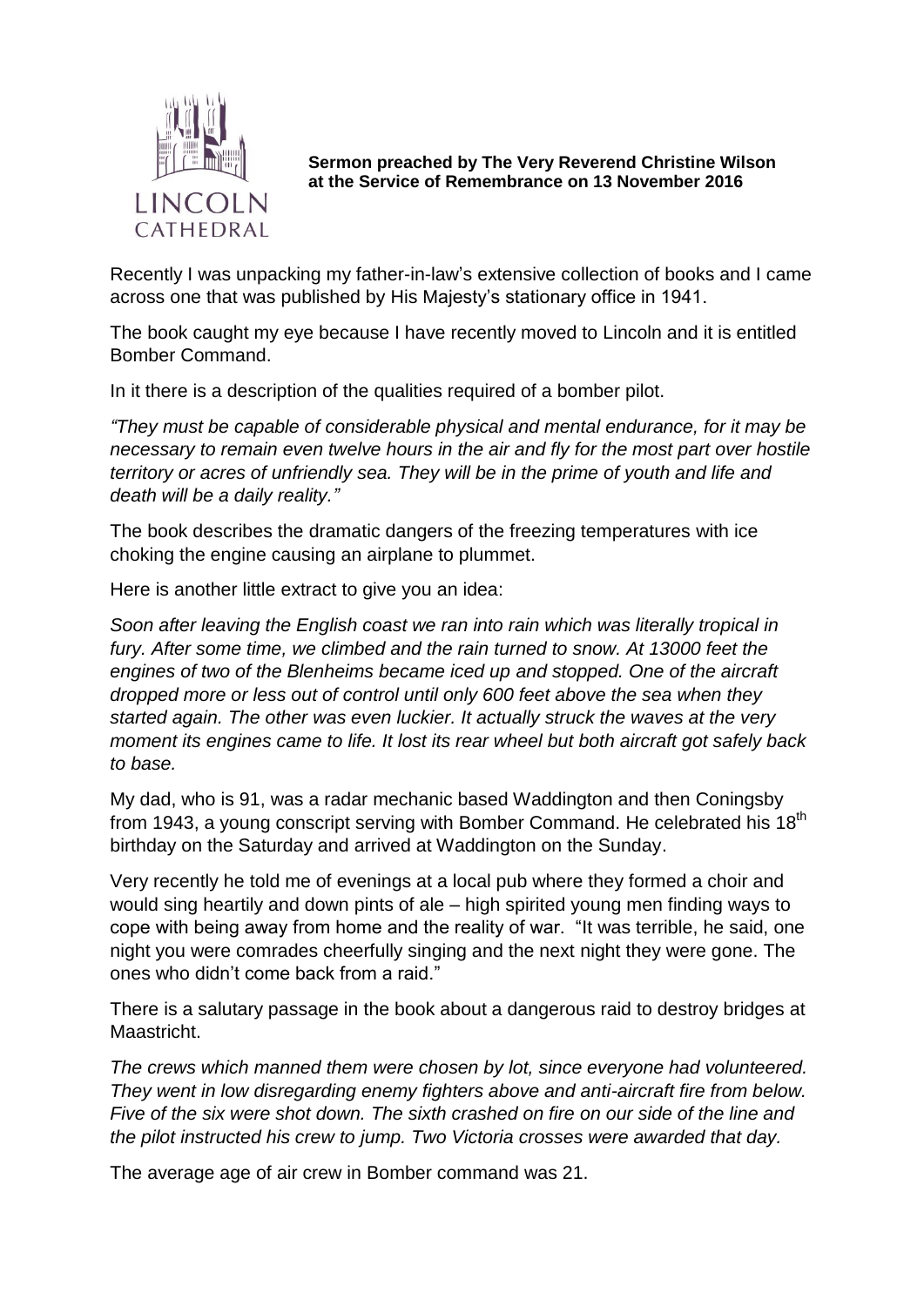LINCOLN CATHEDRAL

**Sermon preached by The Very Reverend Christine Wilson at the Service of Remembrance on 13 November 2016**

Recently I was unpacking my father-in-law's extensive collection of books and I came across one that was published by His Majesty's stationary office in 1941.

The book caught my eye because I have recently moved to Lincoln and it is entitled Bomber Command.

In it there is a description of the qualities required of a bomber pilot.

*"They must be capable of considerable physical and mental endurance, for it may be necessary to remain even twelve hours in the air and fly for the most part over hostile territory or acres of unfriendly sea. They will be in the prime of youth and life and death will be a daily reality."*

The book describes the dramatic dangers of the freezing temperatures with ice choking the engine causing an airplane to plummet.

Here is another little extract to give you an idea:

*Soon after leaving the English coast we ran into rain which was literally tropical in fury. After some time, we climbed and the rain turned to snow. At 13000 feet the engines of two of the Blenheims became iced up and stopped. One of the aircraft dropped more or less out of control until only 600 feet above the sea when they started again. The other was even luckier. It actually struck the waves at the very moment its engines came to life. It lost its rear wheel but both aircraft got safely back to base.*

My dad, who is 91, was a radar mechanic based Waddington and then Coningsby from 1943, a young conscript serving with Bomber Command. He celebrated his 18th birthday on the Saturday and arrived at Waddington on the Sunday.

Very recently he told me of evenings at a local pub where they formed a choir and would sing heartily and down pints of ale – high spirited young men finding ways to cope with being away from home and the reality of war. "It was terrible, he said, one night you were comrades cheerfully singing and the next night they were gone. The ones who didn't come back from a raid."

There is a salutary passage in the book about a dangerous raid to destroy bridges at Maastricht.

*The crews which manned them were chosen by lot, since everyone had volunteered. They went in low disregarding enemy fighters above and anti-aircraft fire from below. Five of the six were shot down. The sixth crashed on fire on our side of the line and the pilot instructed his crew to jump. Two Victoria crosses were awarded that day.*

The average age of air crew in Bomber command was 21.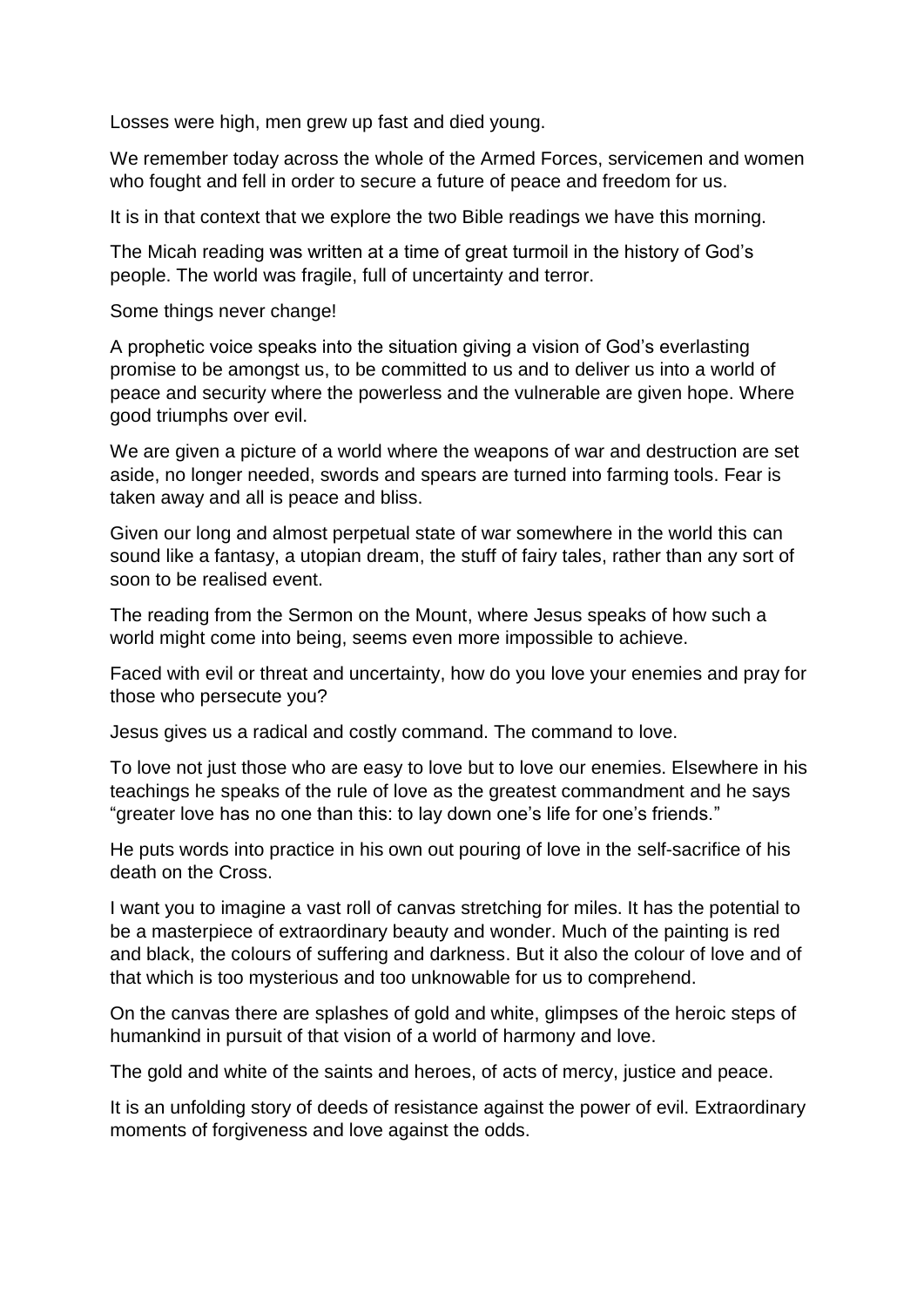Losses were high, men grew up fast and died young.

We remember today across the whole of the Armed Forces, servicemen and women who fought and fell in order to secure a future of peace and freedom for us.

It is in that context that we explore the two Bible readings we have this morning.

The Micah reading was written at a time of great turmoil in the history of God's people. The world was fragile, full of uncertainty and terror.

Some things never change!

A prophetic voice speaks into the situation giving a vision of God's everlasting promise to be amongst us, to be committed to us and to deliver us into a world of peace and security where the powerless and the vulnerable are given hope. Where good triumphs over evil.

We are given a picture of a world where the weapons of war and destruction are set aside, no longer needed, swords and spears are turned into farming tools. Fear is taken away and all is peace and bliss.

Given our long and almost perpetual state of war somewhere in the world this can sound like a fantasy, a utopian dream, the stuff of fairy tales, rather than any sort of soon to be realised event.

The reading from the Sermon on the Mount, where Jesus speaks of how such a world might come into being, seems even more impossible to achieve.

Faced with evil or threat and uncertainty, how do you love your enemies and pray for those who persecute you?

Jesus gives us a radical and costly command. The command to love.

To love not just those who are easy to love but to love our enemies. Elsewhere in his teachings he speaks of the rule of love as the greatest commandment and he says "greater love has no one than this: to lay down one's life for one's friends."

He puts words into practice in his own out pouring of love in the self-sacrifice of his death on the Cross.

I want you to imagine a vast roll of canvas stretching for miles. It has the potential to be a masterpiece of extraordinary beauty and wonder. Much of the painting is red and black, the colours of suffering and darkness. But it also the colour of love and of that which is too mysterious and too unknowable for us to comprehend.

On the canvas there are splashes of gold and white, glimpses of the heroic steps of humankind in pursuit of that vision of a world of harmony and love.

The gold and white of the saints and heroes, of acts of mercy, justice and peace.

It is an unfolding story of deeds of resistance against the power of evil. Extraordinary moments of forgiveness and love against the odds.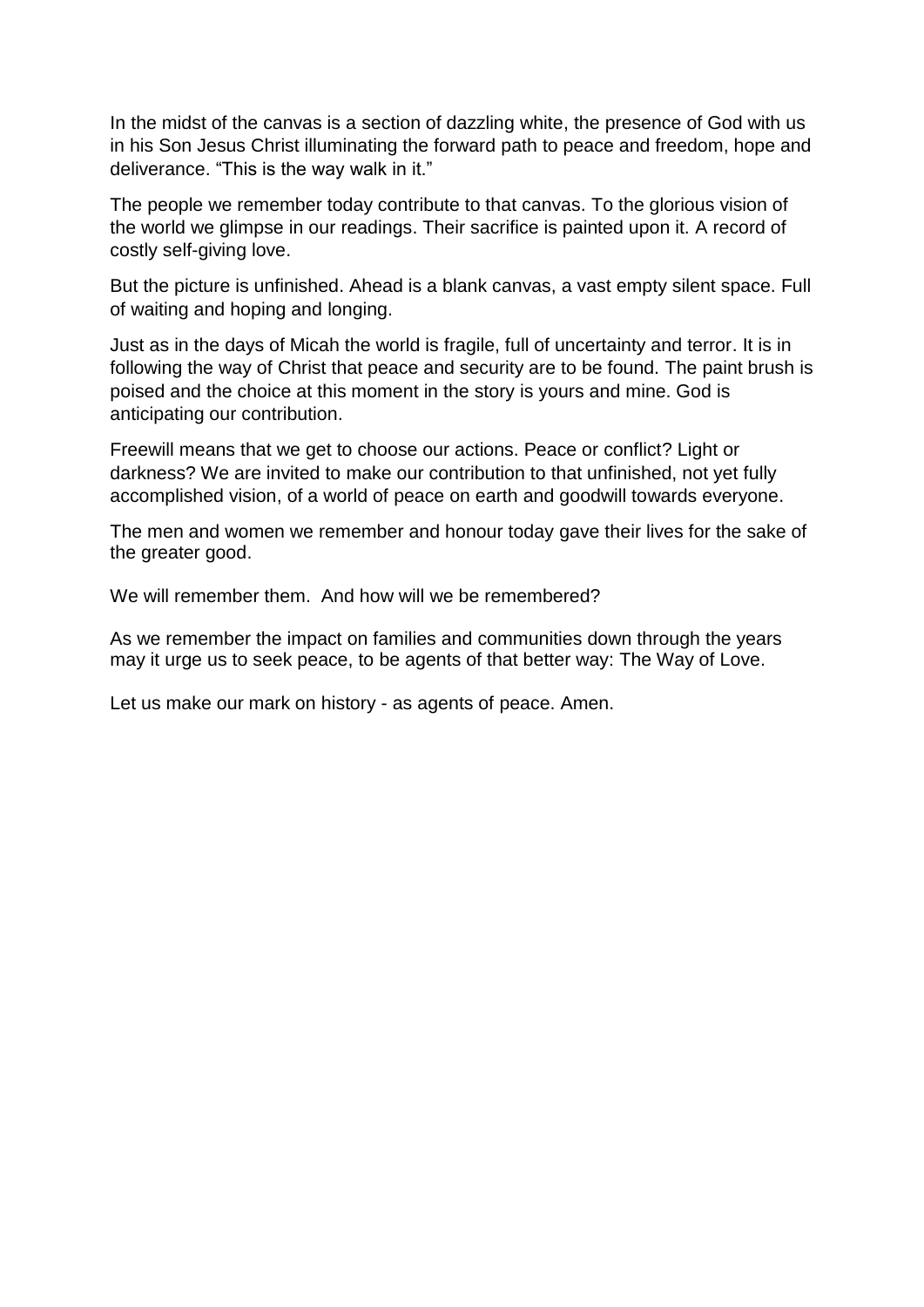In the midst of the canvas is a section of dazzling white, the presence of God with us in his Son Jesus Christ illuminating the forward path to peace and freedom, hope and deliverance. “This is the way walk in it.”

The people we remember today contribute to that canvas. To the glorious vision of the world we glimpse in our readings. Their sacrifice is painted upon it. A record of costly self-giving love.

But the picture is unfinished. Ahead is a blank canvas, a vast empty silent space. Full of waiting and hoping and longing.

Just as in the days of Micah the world is fragile, full of uncertainty and terror. It is in following the way of Christ that peace and security are to be found. The paint brush is poised and the choice at this moment in the story is yours and mine. God is anticipating our contribution.

Freewill means that we get to choose our actions. Peace or conflict? Light or darkness? We are invited to make our contribution to that unfinished, not yet fully accomplished vision, of a world of peace on earth and goodwill towards everyone.

The men and women we remember and honour today gave their lives for the sake of the greater good.

We will remember them. And how will we be remembered?

As we remember the impact on families and communities down through the years may it urge us to seek peace, to be agents of that better way: The Way of Love.

Let us make our mark on history - as agents of peace. Amen.